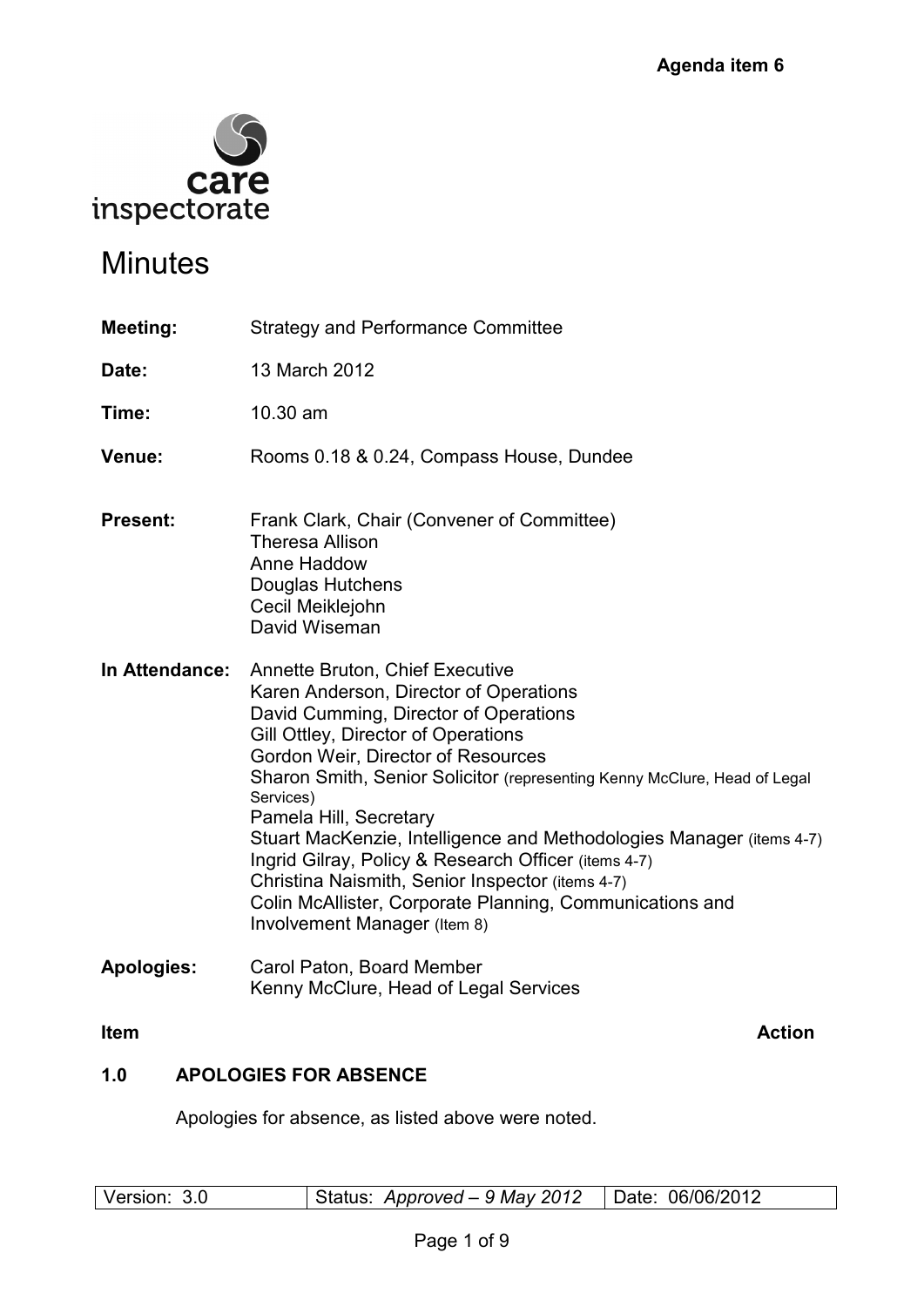Agenda item 6

care inspectorate

# Minutes

| | |
|---|---|
| **Meeting:** | Strategy and Performance Committee |
| **Date:** | 13 March 2012 |
| **Time:** | 10.30 am |
| **Venue:** | Rooms 0.18 & 0.24, Compass House, Dundee |
| **Present:** | Frank Clark, Chair (Convener of Committee)<br>Theresa Allison<br>Anne Haddow<br>Douglas Hutchens<br>Cecil Meiklejohn<br>David Wiseman |
| **In Attendance:** | Annette Bruton, Chief Executive<br>Karen Anderson, Director of Operations<br>David Cumming, Director of Operations<br>Gill Ottley, Director of Operations<br>Gordon Weir, Director of Resources<br>Sharon Smith, Senior Solicitor (representing Kenny McClure, Head of Legal Services)<br>Pamela Hill, Secretary<br>Stuart MacKenzie, Intelligence and Methodologies Manager (items 4-7)<br>Ingrid Gilray, Policy & Research Officer (items 4-7)<br>Christina Naismith, Senior Inspector (items 4-7)<br>Colin McAllister, Corporate Planning, Communications and Involvement Manager (Item 8) |
| **Apologies:** | Carol Paton, Board Member<br>Kenny McClure, Head of Legal Services |

**Item** **Action**

## 1.0 APOLOGIES FOR ABSENCE

Apologies for absence, as listed above were noted.

| | | |
|---|---|---|
| Version: 3.0 | Status: *Approved – 9 May 2012* | Date: 06/06/2012 |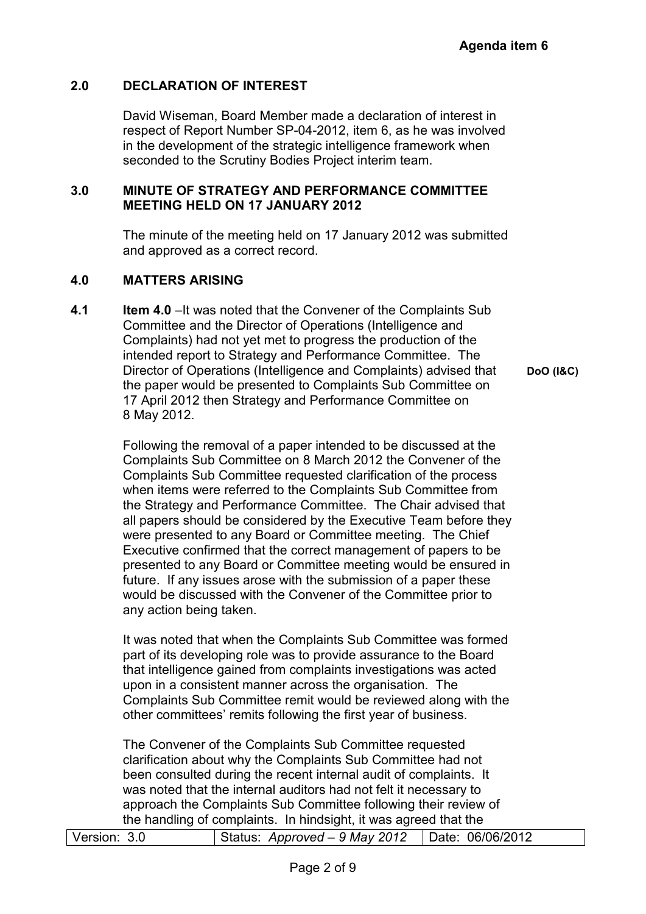**Agenda item 6**

## 2.0 DECLARATION OF INTEREST

David Wiseman, Board Member made a declaration of interest in respect of Report Number SP-04-2012, item 6, as he was involved in the development of the strategic intelligence framework when seconded to the Scrutiny Bodies Project interim team.

## 3.0 MINUTE OF STRATEGY AND PERFORMANCE COMMITTEE MEETING HELD ON 17 JANUARY 2012

The minute of the meeting held on 17 January 2012 was submitted and approved as a correct record.

## 4.0 MATTERS ARISING

**4.1** **Item 4.0** –It was noted that the Convener of the Complaints Sub Committee and the Director of Operations (Intelligence and Complaints) had not yet met to progress the production of the intended report to Strategy and Performance Committee. The Director of Operations (Intelligence and Complaints) advised that the paper would be presented to Complaints Sub Committee on 17 April 2012 then Strategy and Performance Committee on 8 May 2012. **DoO (I&C)**

Following the removal of a paper intended to be discussed at the Complaints Sub Committee on 8 March 2012 the Convener of the Complaints Sub Committee requested clarification of the process when items were referred to the Complaints Sub Committee from the Strategy and Performance Committee. The Chair advised that all papers should be considered by the Executive Team before they were presented to any Board or Committee meeting. The Chief Executive confirmed that the correct management of papers to be presented to any Board or Committee meeting would be ensured in future. If any issues arose with the submission of a paper these would be discussed with the Convener of the Committee prior to any action being taken.

It was noted that when the Complaints Sub Committee was formed part of its developing role was to provide assurance to the Board that intelligence gained from complaints investigations was acted upon in a consistent manner across the organisation. The Complaints Sub Committee remit would be reviewed along with the other committees' remits following the first year of business.

The Convener of the Complaints Sub Committee requested clarification about why the Complaints Sub Committee had not been consulted during the recent internal audit of complaints. It was noted that the internal auditors had not felt it necessary to approach the Complaints Sub Committee following their review of the handling of complaints. In hindsight, it was agreed that the

| Version: 3.0 | Status: *Approved – 9 May 2012* | Date: 06/06/2012 |
|---|---|---|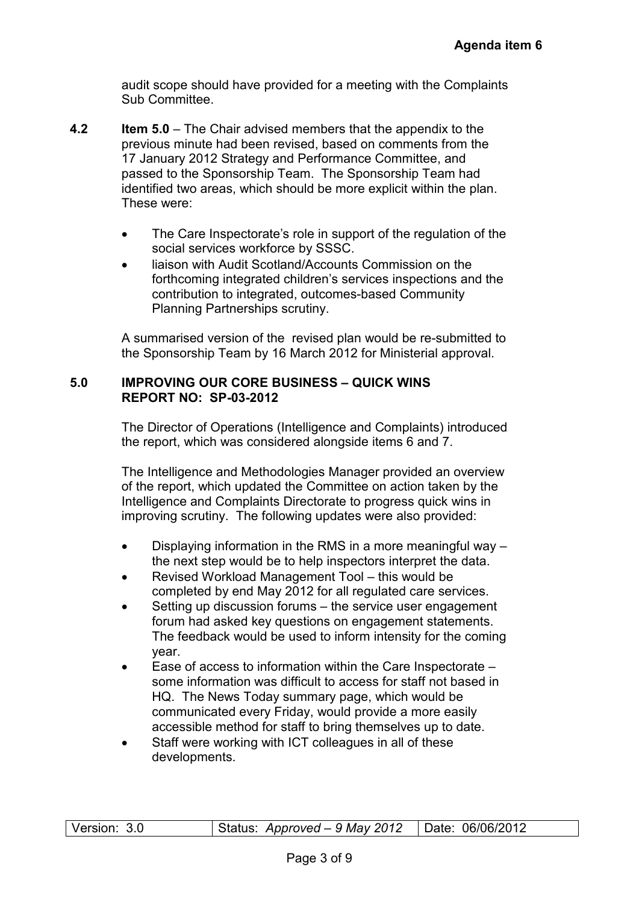audit scope should have provided for a meeting with the Complaints Sub Committee.

**4.2** **Item 5.0** – The Chair advised members that the appendix to the previous minute had been revised, based on comments from the 17 January 2012 Strategy and Performance Committee, and passed to the Sponsorship Team. The Sponsorship Team had identified two areas, which should be more explicit within the plan. These were:

- The Care Inspectorate's role in support of the regulation of the social services workforce by SSSC.
- liaison with Audit Scotland/Accounts Commission on the forthcoming integrated children's services inspections and the contribution to integrated, outcomes-based Community Planning Partnerships scrutiny.

A summarised version of the revised plan would be re-submitted to the Sponsorship Team by 16 March 2012 for Ministerial approval.

## 5.0 IMPROVING OUR CORE BUSINESS – QUICK WINS REPORT NO: SP-03-2012

The Director of Operations (Intelligence and Complaints) introduced the report, which was considered alongside items 6 and 7.

The Intelligence and Methodologies Manager provided an overview of the report, which updated the Committee on action taken by the Intelligence and Complaints Directorate to progress quick wins in improving scrutiny. The following updates were also provided:

- Displaying information in the RMS in a more meaningful way – the next step would be to help inspectors interpret the data.
- Revised Workload Management Tool – this would be completed by end May 2012 for all regulated care services.
- Setting up discussion forums – the service user engagement forum had asked key questions on engagement statements. The feedback would be used to inform intensity for the coming year.
- Ease of access to information within the Care Inspectorate – some information was difficult to access for staff not based in HQ. The News Today summary page, which would be communicated every Friday, would provide a more easily accessible method for staff to bring themselves up to date.
- Staff were working with ICT colleagues in all of these developments.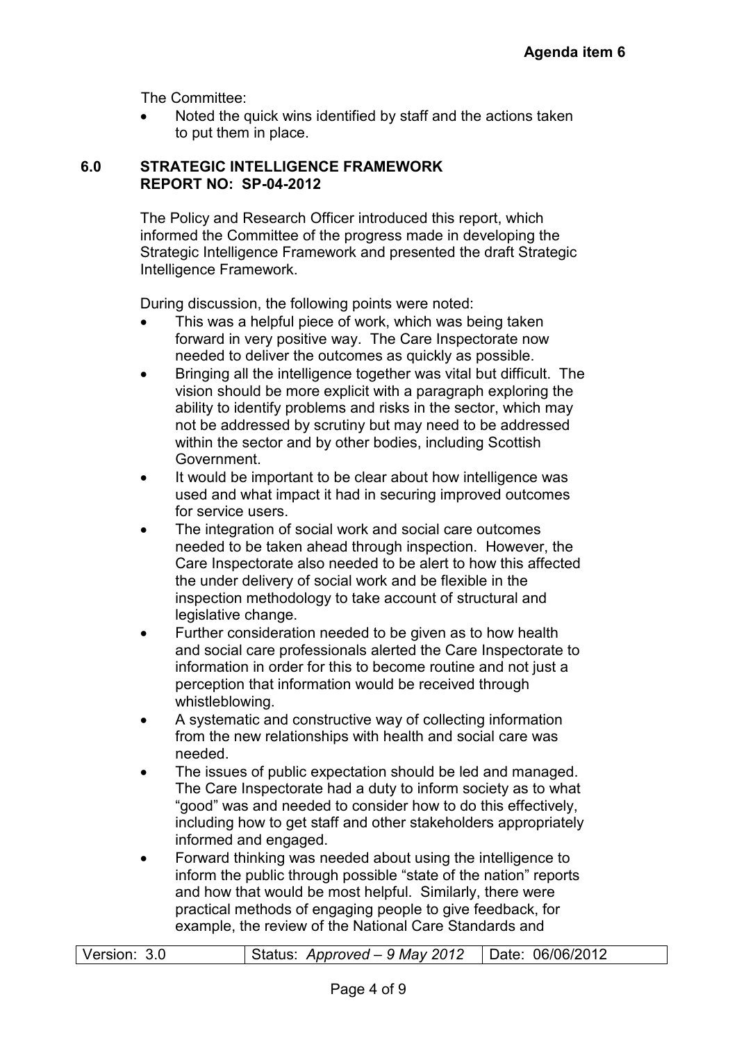The Committee:

- Noted the quick wins identified by staff and the actions taken to put them in place.

## 6.0 STRATEGIC INTELLIGENCE FRAMEWORK REPORT NO: SP-04-2012

The Policy and Research Officer introduced this report, which informed the Committee of the progress made in developing the Strategic Intelligence Framework and presented the draft Strategic Intelligence Framework.

During discussion, the following points were noted:

- This was a helpful piece of work, which was being taken forward in very positive way. The Care Inspectorate now needed to deliver the outcomes as quickly as possible.
- Bringing all the intelligence together was vital but difficult. The vision should be more explicit with a paragraph exploring the ability to identify problems and risks in the sector, which may not be addressed by scrutiny but may need to be addressed within the sector and by other bodies, including Scottish Government.
- It would be important to be clear about how intelligence was used and what impact it had in securing improved outcomes for service users.
- The integration of social work and social care outcomes needed to be taken ahead through inspection. However, the Care Inspectorate also needed to be alert to how this affected the under delivery of social work and be flexible in the inspection methodology to take account of structural and legislative change.
- Further consideration needed to be given as to how health and social care professionals alerted the Care Inspectorate to information in order for this to become routine and not just a perception that information would be received through whistleblowing.
- A systematic and constructive way of collecting information from the new relationships with health and social care was needed.
- The issues of public expectation should be led and managed. The Care Inspectorate had a duty to inform society as to what "good" was and needed to consider how to do this effectively, including how to get staff and other stakeholders appropriately informed and engaged.
- Forward thinking was needed about using the intelligence to inform the public through possible "state of the nation" reports and how that would be most helpful. Similarly, there were practical methods of engaging people to give feedback, for example, the review of the National Care Standards and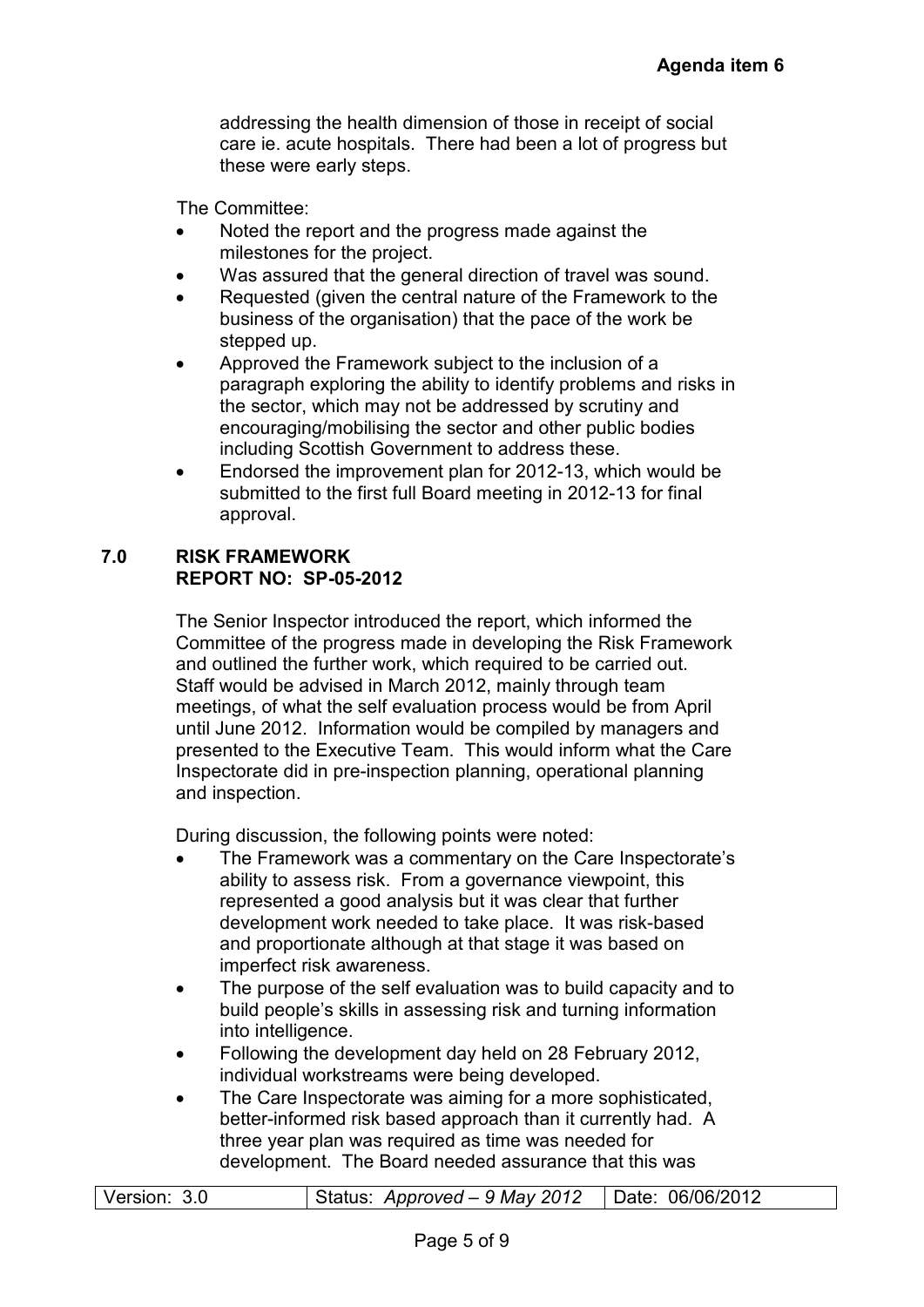addressing the health dimension of those in receipt of social care ie. acute hospitals. There had been a lot of progress but these were early steps.

The Committee:

- Noted the report and the progress made against the milestones for the project.
- Was assured that the general direction of travel was sound.
- Requested (given the central nature of the Framework to the business of the organisation) that the pace of the work be stepped up.
- Approved the Framework subject to the inclusion of a paragraph exploring the ability to identify problems and risks in the sector, which may not be addressed by scrutiny and encouraging/mobilising the sector and other public bodies including Scottish Government to address these.
- Endorsed the improvement plan for 2012-13, which would be submitted to the first full Board meeting in 2012-13 for final approval.

## 7.0 RISK FRAMEWORK
## REPORT NO: SP-05-2012

The Senior Inspector introduced the report, which informed the Committee of the progress made in developing the Risk Framework and outlined the further work, which required to be carried out. Staff would be advised in March 2012, mainly through team meetings, of what the self evaluation process would be from April until June 2012. Information would be compiled by managers and presented to the Executive Team. This would inform what the Care Inspectorate did in pre-inspection planning, operational planning and inspection.

During discussion, the following points were noted:

- The Framework was a commentary on the Care Inspectorate's ability to assess risk. From a governance viewpoint, this represented a good analysis but it was clear that further development work needed to take place. It was risk-based and proportionate although at that stage it was based on imperfect risk awareness.
- The purpose of the self evaluation was to build capacity and to build people's skills in assessing risk and turning information into intelligence.
- Following the development day held on 28 February 2012, individual workstreams were being developed.
- The Care Inspectorate was aiming for a more sophisticated, better-informed risk based approach than it currently had. A three year plan was required as time was needed for development. The Board needed assurance that this was

| Version: 3.0 | Status: *Approved – 9 May 2012* | Date: 06/06/2012 |
|---|---|---|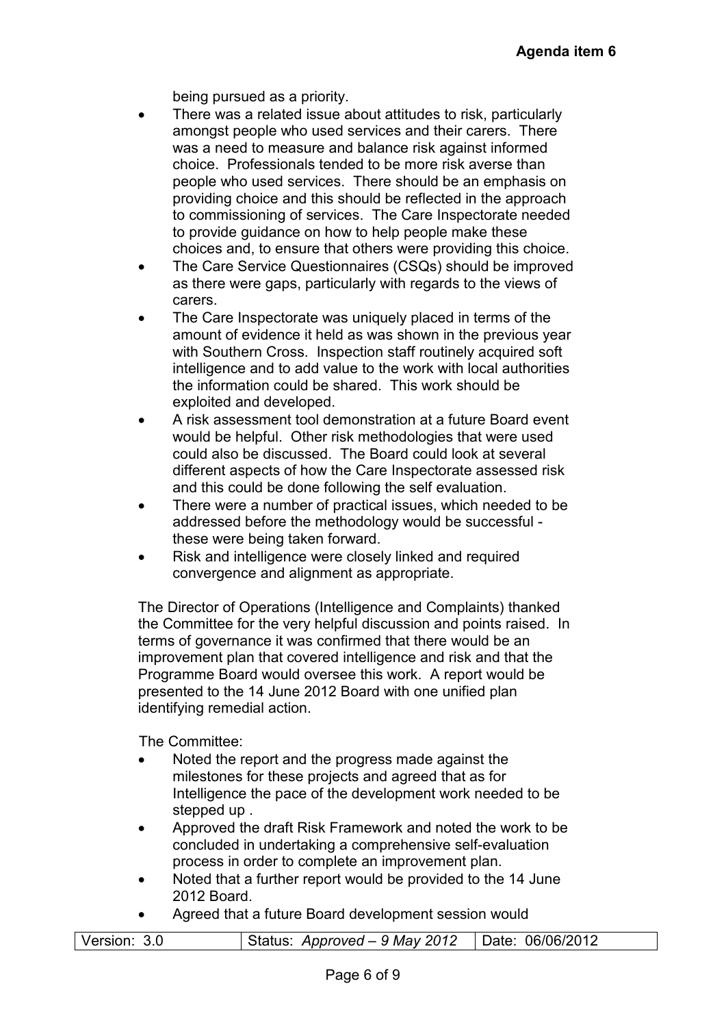being pursued as a priority.

- There was a related issue about attitudes to risk, particularly amongst people who used services and their carers. There was a need to measure and balance risk against informed choice. Professionals tended to be more risk averse than people who used services. There should be an emphasis on providing choice and this should be reflected in the approach to commissioning of services. The Care Inspectorate needed to provide guidance on how to help people make these choices and, to ensure that others were providing this choice.
- The Care Service Questionnaires (CSQs) should be improved as there were gaps, particularly with regards to the views of carers.
- The Care Inspectorate was uniquely placed in terms of the amount of evidence it held as was shown in the previous year with Southern Cross. Inspection staff routinely acquired soft intelligence and to add value to the work with local authorities the information could be shared. This work should be exploited and developed.
- A risk assessment tool demonstration at a future Board event would be helpful. Other risk methodologies that were used could also be discussed. The Board could look at several different aspects of how the Care Inspectorate assessed risk and this could be done following the self evaluation.
- There were a number of practical issues, which needed to be addressed before the methodology would be successful - these were being taken forward.
- Risk and intelligence were closely linked and required convergence and alignment as appropriate.

The Director of Operations (Intelligence and Complaints) thanked the Committee for the very helpful discussion and points raised. In terms of governance it was confirmed that there would be an improvement plan that covered intelligence and risk and that the Programme Board would oversee this work. A report would be presented to the 14 June 2012 Board with one unified plan identifying remedial action.

The Committee:

- Noted the report and the progress made against the milestones for these projects and agreed that as for Intelligence the pace of the development work needed to be stepped up .
- Approved the draft Risk Framework and noted the work to be concluded in undertaking a comprehensive self-evaluation process in order to complete an improvement plan.
- Noted that a further report would be provided to the 14 June 2012 Board.
- Agreed that a future Board development session would

| Version: 3.0 | Status: *Approved – 9 May 2012* | Date: 06/06/2012 |
|---|---|---|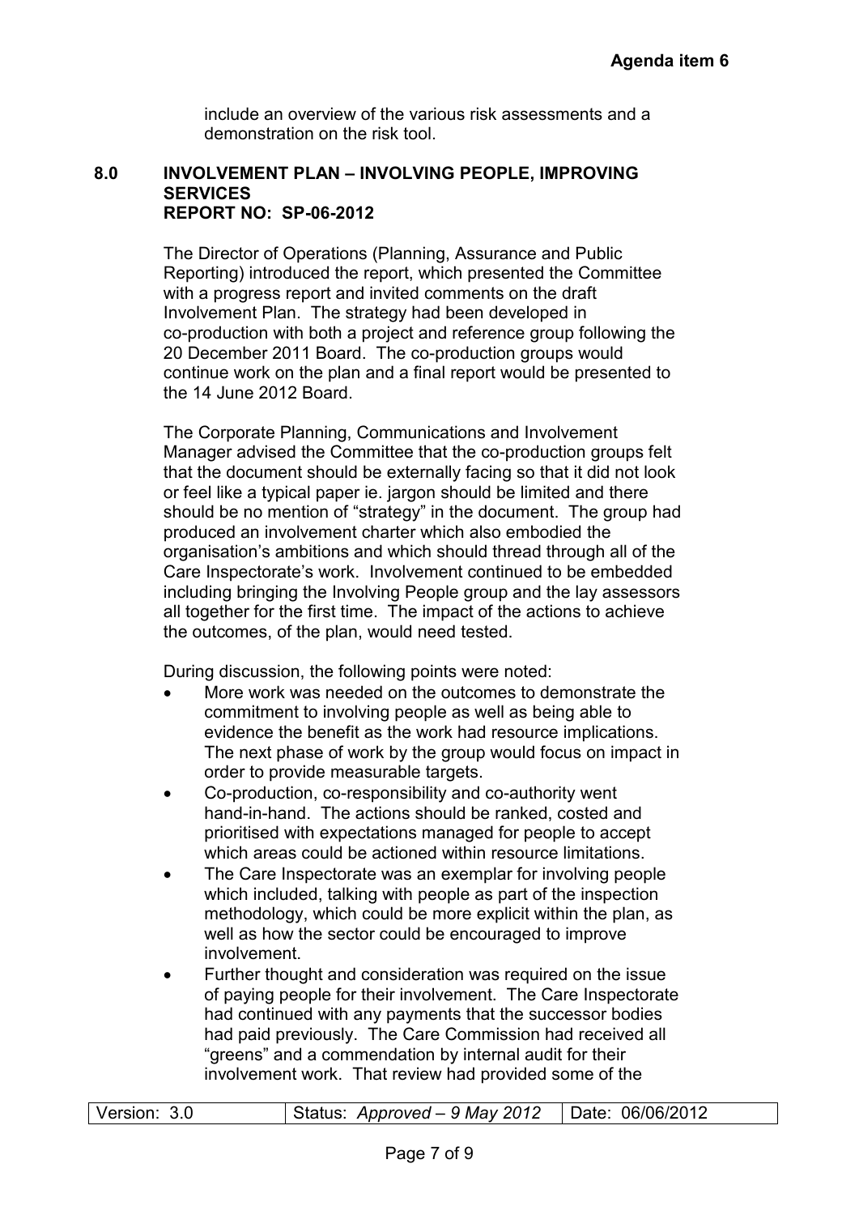include an overview of the various risk assessments and a demonstration on the risk tool.

## 8.0 INVOLVEMENT PLAN – INVOLVING PEOPLE, IMPROVING SERVICES REPORT NO: SP-06-2012

The Director of Operations (Planning, Assurance and Public Reporting) introduced the report, which presented the Committee with a progress report and invited comments on the draft Involvement Plan. The strategy had been developed in co-production with both a project and reference group following the 20 December 2011 Board. The co-production groups would continue work on the plan and a final report would be presented to the 14 June 2012 Board.

The Corporate Planning, Communications and Involvement Manager advised the Committee that the co-production groups felt that the document should be externally facing so that it did not look or feel like a typical paper ie. jargon should be limited and there should be no mention of "strategy" in the document. The group had produced an involvement charter which also embodied the organisation's ambitions and which should thread through all of the Care Inspectorate's work. Involvement continued to be embedded including bringing the Involving People group and the lay assessors all together for the first time. The impact of the actions to achieve the outcomes, of the plan, would need tested.

During discussion, the following points were noted:

- More work was needed on the outcomes to demonstrate the commitment to involving people as well as being able to evidence the benefit as the work had resource implications. The next phase of work by the group would focus on impact in order to provide measurable targets.
- Co-production, co-responsibility and co-authority went hand-in-hand. The actions should be ranked, costed and prioritised with expectations managed for people to accept which areas could be actioned within resource limitations.
- The Care Inspectorate was an exemplar for involving people which included, talking with people as part of the inspection methodology, which could be more explicit within the plan, as well as how the sector could be encouraged to improve involvement.
- Further thought and consideration was required on the issue of paying people for their involvement. The Care Inspectorate had continued with any payments that the successor bodies had paid previously. The Care Commission had received all "greens" and a commendation by internal audit for their involvement work. That review had provided some of the

| Version: 3.0 | Status: *Approved – 9 May 2012* | Date: 06/06/2012 |
|---|---|---|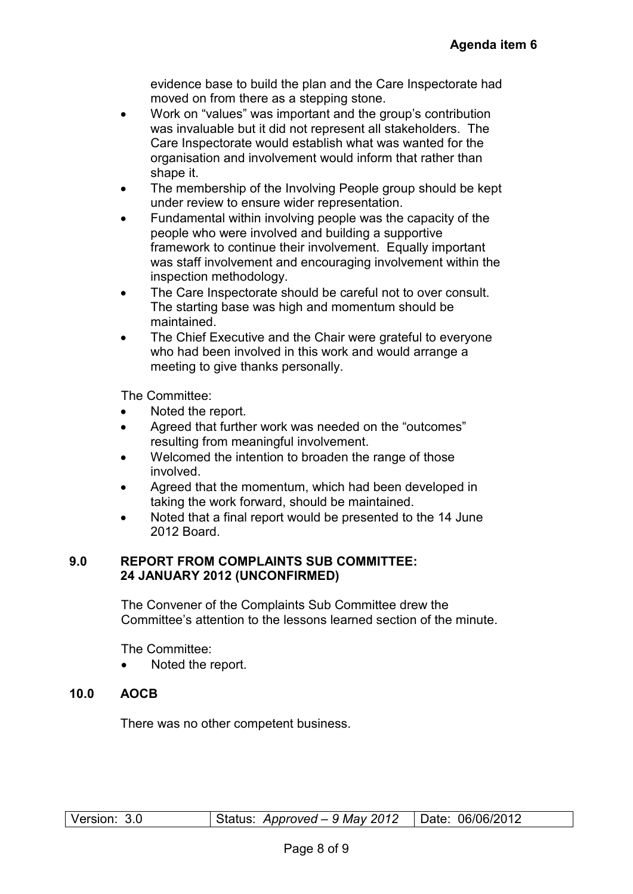evidence base to build the plan and the Care Inspectorate had moved on from there as a stepping stone.

- Work on "values" was important and the group's contribution was invaluable but it did not represent all stakeholders. The Care Inspectorate would establish what was wanted for the organisation and involvement would inform that rather than shape it.
- The membership of the Involving People group should be kept under review to ensure wider representation.
- Fundamental within involving people was the capacity of the people who were involved and building a supportive framework to continue their involvement. Equally important was staff involvement and encouraging involvement within the inspection methodology.
- The Care Inspectorate should be careful not to over consult. The starting base was high and momentum should be maintained.
- The Chief Executive and the Chair were grateful to everyone who had been involved in this work and would arrange a meeting to give thanks personally.

The Committee:

- Noted the report.
- Agreed that further work was needed on the "outcomes" resulting from meaningful involvement.
- Welcomed the intention to broaden the range of those involved.
- Agreed that the momentum, which had been developed in taking the work forward, should be maintained.
- Noted that a final report would be presented to the 14 June 2012 Board.

## 9.0 REPORT FROM COMPLAINTS SUB COMMITTEE: 24 JANUARY 2012 (UNCONFIRMED)

The Convener of the Complaints Sub Committee drew the Committee's attention to the lessons learned section of the minute.

The Committee:

- Noted the report.

## 10.0 AOCB

There was no other competent business.

| | | |
|---|---|---|
| Version: 3.0 | Status: *Approved – 9 May 2012* | Date: 06/06/2012 |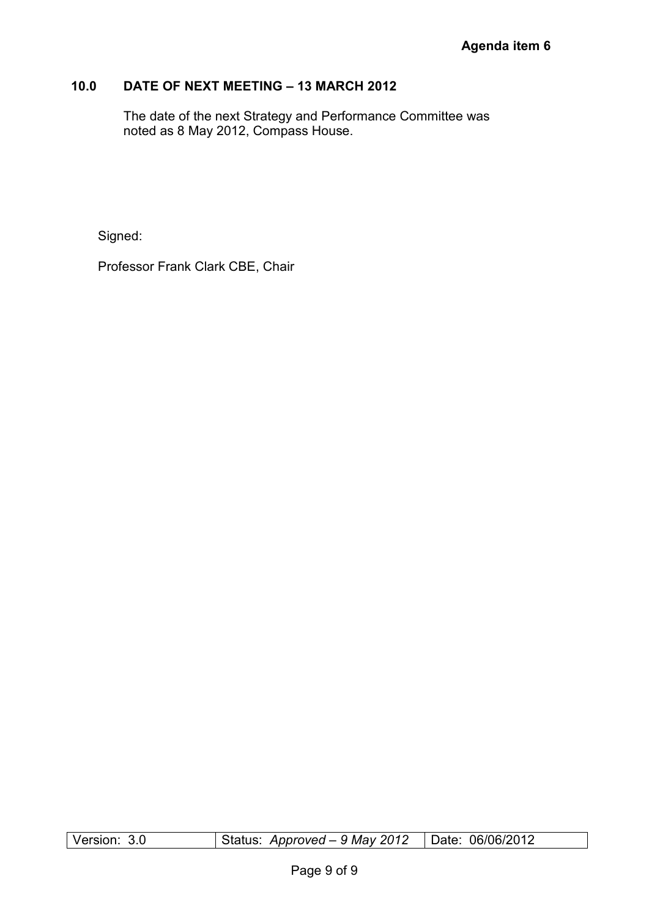**Agenda item 6**

## 10.0 DATE OF NEXT MEETING – 13 MARCH 2012

The date of the next Strategy and Performance Committee was noted as 8 May 2012, Compass House.

Signed:

Professor Frank Clark CBE, Chair

| | | |
|---|---|---|
| Version: 3.0 | Status: *Approved – 9 May 2012* | Date: 06/06/2012 |